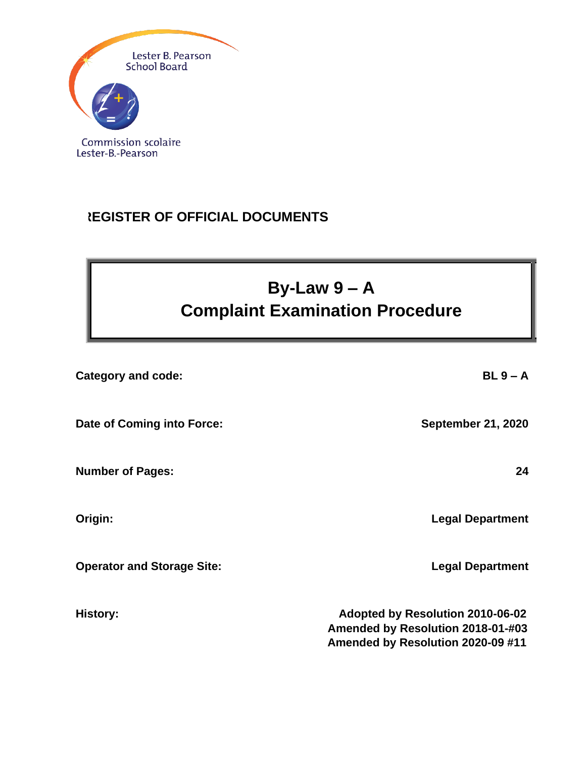Lester B. Pearson School Board

Commission scolaire Lester-B.-Pearson

## REGISTER OF OFFICIAL DOCUMENTS

# By-Law 9 – A
# Complaint Examination Procedure

| | |
|---|---|
| **Category and code:** | **BL 9 – A** |
| **Date of Coming into Force:** | **September 21, 2020** |
| **Number of Pages:** | **24** |
| **Origin:** | **Legal Department** |
| **Operator and Storage Site:** | **Legal Department** |
| **History:** | **Adopted by Resolution 2010-06-02**<br>**Amended by Resolution 2018-01-#03**<br>**Amended by Resolution 2020-09 #11** |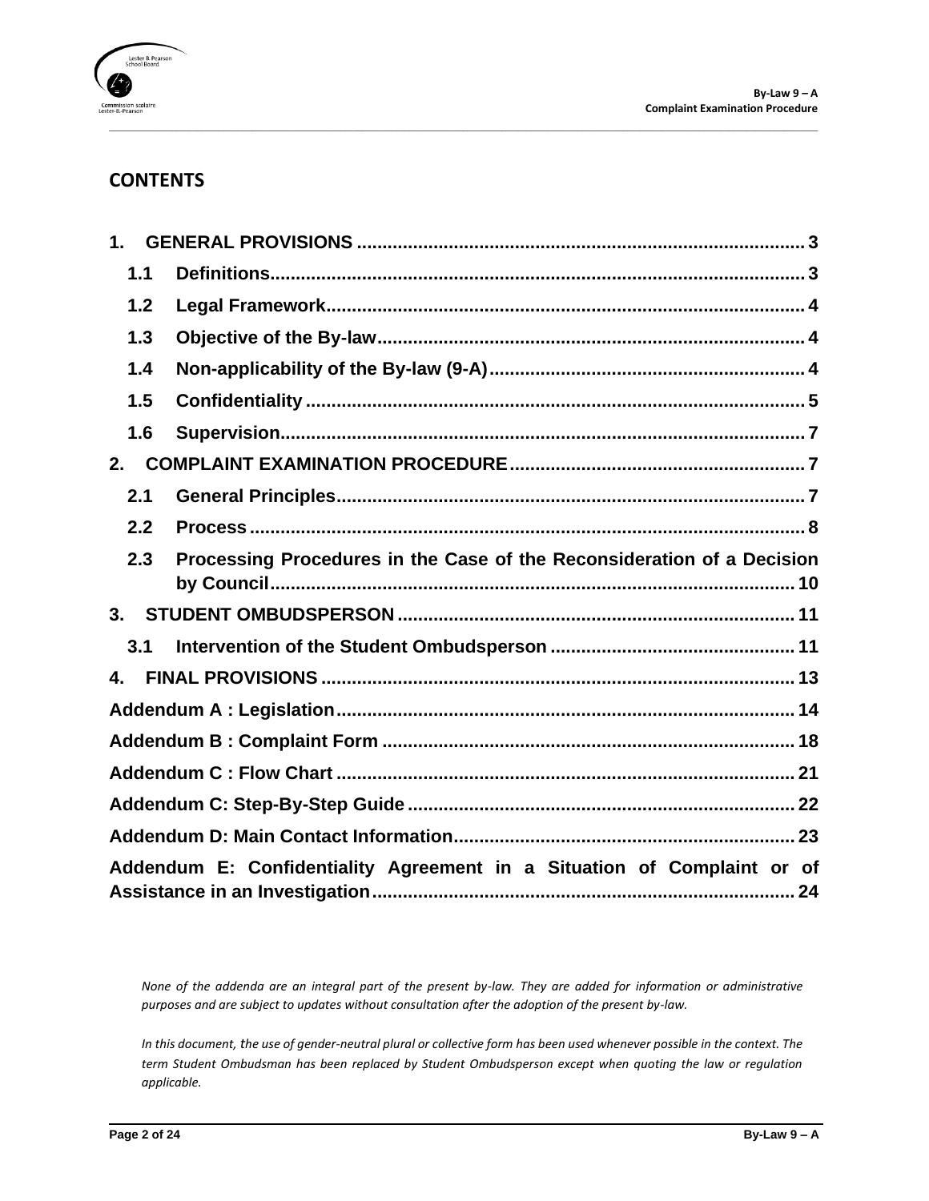## CONTENTS

| | | |
|---|---|---|
| **1.** | **GENERAL PROVISIONS** | **3** |
| **1.1** | **Definitions** | **3** |
| **1.2** | **Legal Framework** | **4** |
| **1.3** | **Objective of the By-law** | **4** |
| **1.4** | **Non-applicability of the By-law (9-A)** | **4** |
| **1.5** | **Confidentiality** | **5** |
| **1.6** | **Supervision** | **7** |
| **2.** | **COMPLAINT EXAMINATION PROCEDURE** | **7** |
| **2.1** | **General Principles** | **7** |
| **2.2** | **Process** | **8** |
| **2.3** | **Processing Procedures in the Case of the Reconsideration of a Decision by Council** | **10** |
| **3.** | **STUDENT OMBUDSPERSON** | **11** |
| **3.1** | **Intervention of the Student Ombudsperson** | **11** |
| **4.** | **FINAL PROVISIONS** | **13** |
| | **Addendum A : Legislation** | **14** |
| | **Addendum B : Complaint Form** | **18** |
| | **Addendum C : Flow Chart** | **21** |
| | **Addendum C: Step-By-Step Guide** | **22** |
| | **Addendum D: Main Contact Information** | **23** |
| | **Addendum E: Confidentiality Agreement in a Situation of Complaint or of Assistance in an Investigation** | **24** |

*None of the addenda are an integral part of the present by-law. They are added for information or administrative purposes and are subject to updates without consultation after the adoption of the present by-law.*

*In this document, the use of gender-neutral plural or collective form has been used whenever possible in the context. The term Student Ombudsman has been replaced by Student Ombudsperson except when quoting the law or regulation applicable.*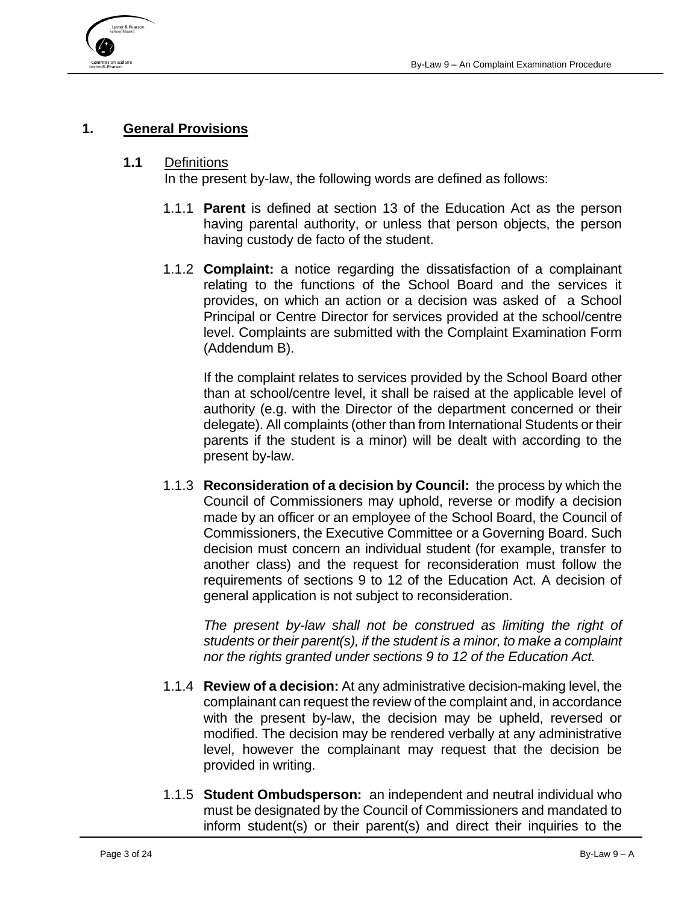## 1. General Provisions

### 1.1 Definitions

In the present by-law, the following words are defined as follows:

1.1.1 **Parent** is defined at section 13 of the Education Act as the person having parental authority, or unless that person objects, the person having custody de facto of the student.

1.1.2 **Complaint:** a notice regarding the dissatisfaction of a complainant relating to the functions of the School Board and the services it provides, on which an action or a decision was asked of a School Principal or Centre Director for services provided at the school/centre level. Complaints are submitted with the Complaint Examination Form (Addendum B).

If the complaint relates to services provided by the School Board other than at school/centre level, it shall be raised at the applicable level of authority (e.g. with the Director of the department concerned or their delegate). All complaints (other than from International Students or their parents if the student is a minor) will be dealt with according to the present by-law.

1.1.3 **Reconsideration of a decision by Council:** the process by which the Council of Commissioners may uphold, reverse or modify a decision made by an officer or an employee of the School Board, the Council of Commissioners, the Executive Committee or a Governing Board. Such decision must concern an individual student (for example, transfer to another class) and the request for reconsideration must follow the requirements of sections 9 to 12 of the Education Act. A decision of general application is not subject to reconsideration.

*The present by-law shall not be construed as limiting the right of students or their parent(s), if the student is a minor, to make a complaint nor the rights granted under sections 9 to 12 of the Education Act.*

1.1.4 **Review of a decision:** At any administrative decision-making level, the complainant can request the review of the complaint and, in accordance with the present by-law, the decision may be upheld, reversed or modified. The decision may be rendered verbally at any administrative level, however the complainant may request that the decision be provided in writing.

1.1.5 **Student Ombudsperson:** an independent and neutral individual who must be designated by the Council of Commissioners and mandated to inform student(s) or their parent(s) and direct their inquiries to the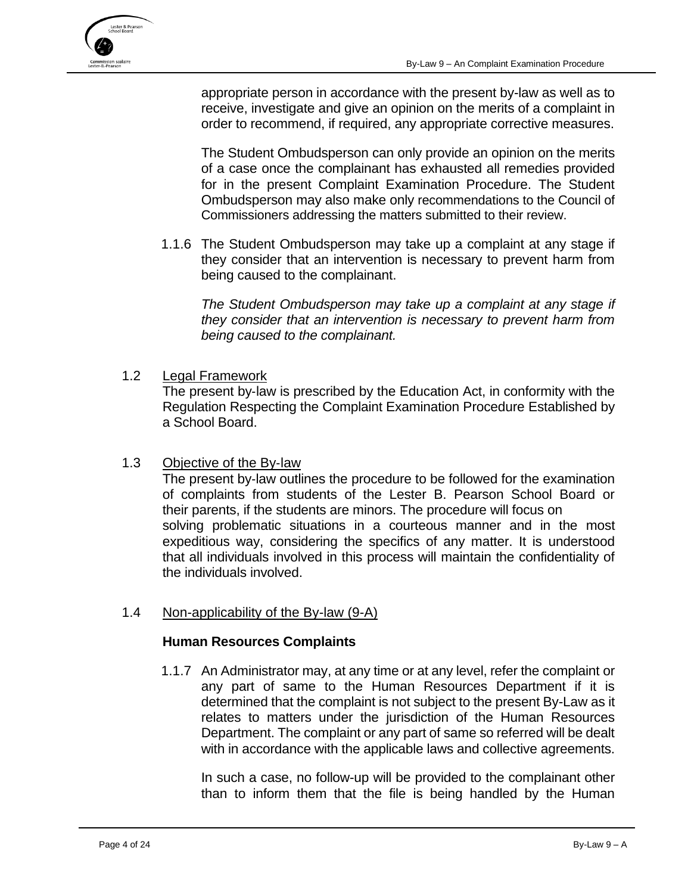appropriate person in accordance with the present by-law as well as to receive, investigate and give an opinion on the merits of a complaint in order to recommend, if required, any appropriate corrective measures.

The Student Ombudsperson can only provide an opinion on the merits of a case once the complainant has exhausted all remedies provided for in the present Complaint Examination Procedure. The Student Ombudsperson may also make only recommendations to the Council of Commissioners addressing the matters submitted to their review.

1.1.6 The Student Ombudsperson may take up a complaint at any stage if they consider that an intervention is necessary to prevent harm from being caused to the complainant.

*The Student Ombudsperson may take up a complaint at any stage if they consider that an intervention is necessary to prevent harm from being caused to the complainant.*

## 1.2 Legal Framework

The present by-law is prescribed by the Education Act, in conformity with the Regulation Respecting the Complaint Examination Procedure Established by a School Board.

## 1.3 Objective of the By-law

The present by-law outlines the procedure to be followed for the examination of complaints from students of the Lester B. Pearson School Board or their parents, if the students are minors. The procedure will focus on solving problematic situations in a courteous manner and in the most expeditious way, considering the specifics of any matter. It is understood that all individuals involved in this process will maintain the confidentiality of the individuals involved.

## 1.4 Non-applicability of the By-law (9-A)

**Human Resources Complaints**

1.1.7 An Administrator may, at any time or at any level, refer the complaint or any part of same to the Human Resources Department if it is determined that the complaint is not subject to the present By-Law as it relates to matters under the jurisdiction of the Human Resources Department. The complaint or any part of same so referred will be dealt with in accordance with the applicable laws and collective agreements.

In such a case, no follow-up will be provided to the complainant other than to inform them that the file is being handled by the Human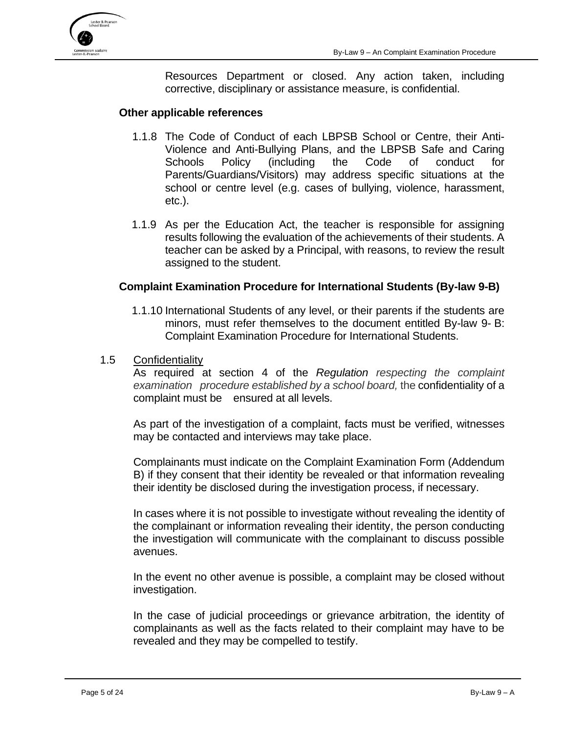Resources Department or closed. Any action taken, including corrective, disciplinary or assistance measure, is confidential.

**Other applicable references**

1.1.8 The Code of Conduct of each LBPSB School or Centre, their Anti-Violence and Anti-Bullying Plans, and the LBPSB Safe and Caring Schools Policy (including the Code of conduct for Parents/Guardians/Visitors) may address specific situations at the school or centre level (e.g. cases of bullying, violence, harassment, etc.).

1.1.9 As per the Education Act, the teacher is responsible for assigning results following the evaluation of the achievements of their students. A teacher can be asked by a Principal, with reasons, to review the result assigned to the student.

**Complaint Examination Procedure for International Students (By-law 9-B)**

1.1.10 International Students of any level, or their parents if the students are minors, must refer themselves to the document entitled By-law 9- B: Complaint Examination Procedure for International Students.

1.5 Confidentiality

As required at section 4 of the *Regulation respecting the complaint examination procedure established by a school board,* the confidentiality of a complaint must be ensured at all levels.

As part of the investigation of a complaint, facts must be verified, witnesses may be contacted and interviews may take place.

Complainants must indicate on the Complaint Examination Form (Addendum B) if they consent that their identity be revealed or that information revealing their identity be disclosed during the investigation process, if necessary.

In cases where it is not possible to investigate without revealing the identity of the complainant or information revealing their identity, the person conducting the investigation will communicate with the complainant to discuss possible avenues.

In the event no other avenue is possible, a complaint may be closed without investigation.

In the case of judicial proceedings or grievance arbitration, the identity of complainants as well as the facts related to their complaint may have to be revealed and they may be compelled to testify.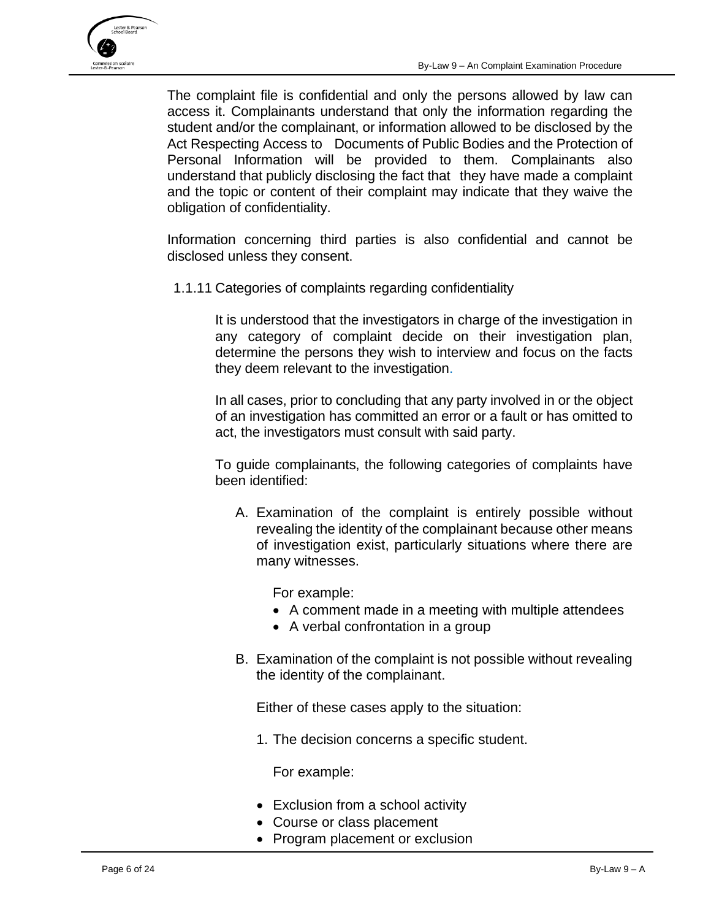The complaint file is confidential and only the persons allowed by law can access it. Complainants understand that only the information regarding the student and/or the complainant, or information allowed to be disclosed by the Act Respecting Access to Documents of Public Bodies and the Protection of Personal Information will be provided to them. Complainants also understand that publicly disclosing the fact that they have made a complaint and the topic or content of their complaint may indicate that they waive the obligation of confidentiality.

Information concerning third parties is also confidential and cannot be disclosed unless they consent.

#### 1.1.11 Categories of complaints regarding confidentiality

It is understood that the investigators in charge of the investigation in any category of complaint decide on their investigation plan, determine the persons they wish to interview and focus on the facts they deem relevant to the investigation.

In all cases, prior to concluding that any party involved in or the object of an investigation has committed an error or a fault or has omitted to act, the investigators must consult with said party.

To guide complainants, the following categories of complaints have been identified:

A. Examination of the complaint is entirely possible without revealing the identity of the complainant because other means of investigation exist, particularly situations where there are many witnesses.

   For example:

   - A comment made in a meeting with multiple attendees
   - A verbal confrontation in a group

B. Examination of the complaint is not possible without revealing the identity of the complainant.

   Either of these cases apply to the situation:

   1. The decision concerns a specific student.

      For example:

      - Exclusion from a school activity
      - Course or class placement
      - Program placement or exclusion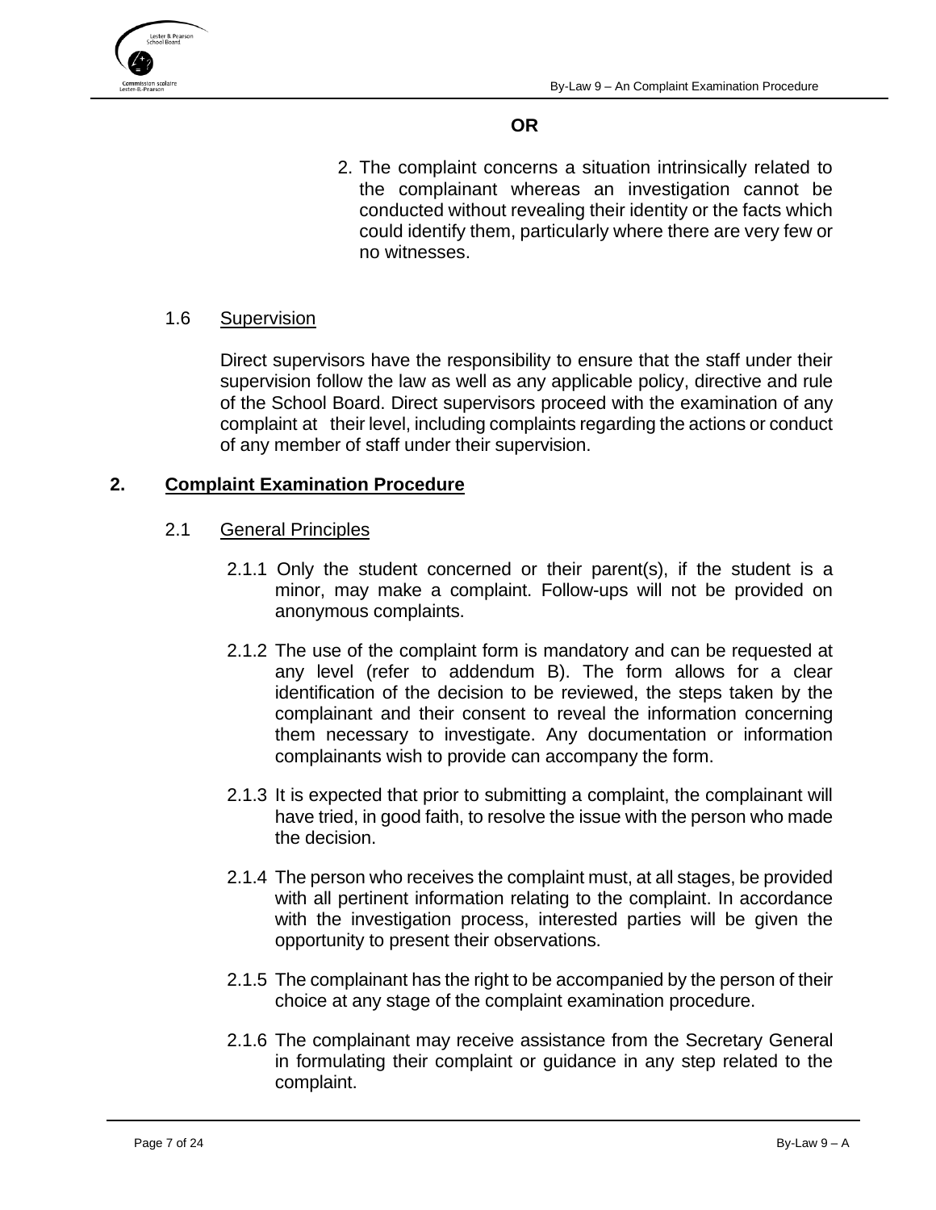**OR**

2. The complaint concerns a situation intrinsically related to the complainant whereas an investigation cannot be conducted without revealing their identity or the facts which could identify them, particularly where there are very few or no witnesses.

### 1.6 Supervision

Direct supervisors have the responsibility to ensure that the staff under their supervision follow the law as well as any applicable policy, directive and rule of the School Board. Direct supervisors proceed with the examination of any complaint at their level, including complaints regarding the actions or conduct of any member of staff under their supervision.

## 2. Complaint Examination Procedure

### 2.1 General Principles

2.1.1 Only the student concerned or their parent(s), if the student is a minor, may make a complaint. Follow-ups will not be provided on anonymous complaints.

2.1.2 The use of the complaint form is mandatory and can be requested at any level (refer to addendum B). The form allows for a clear identification of the decision to be reviewed, the steps taken by the complainant and their consent to reveal the information concerning them necessary to investigate. Any documentation or information complainants wish to provide can accompany the form.

2.1.3 It is expected that prior to submitting a complaint, the complainant will have tried, in good faith, to resolve the issue with the person who made the decision.

2.1.4 The person who receives the complaint must, at all stages, be provided with all pertinent information relating to the complaint. In accordance with the investigation process, interested parties will be given the opportunity to present their observations.

2.1.5 The complainant has the right to be accompanied by the person of their choice at any stage of the complaint examination procedure.

2.1.6 The complainant may receive assistance from the Secretary General in formulating their complaint or guidance in any step related to the complaint.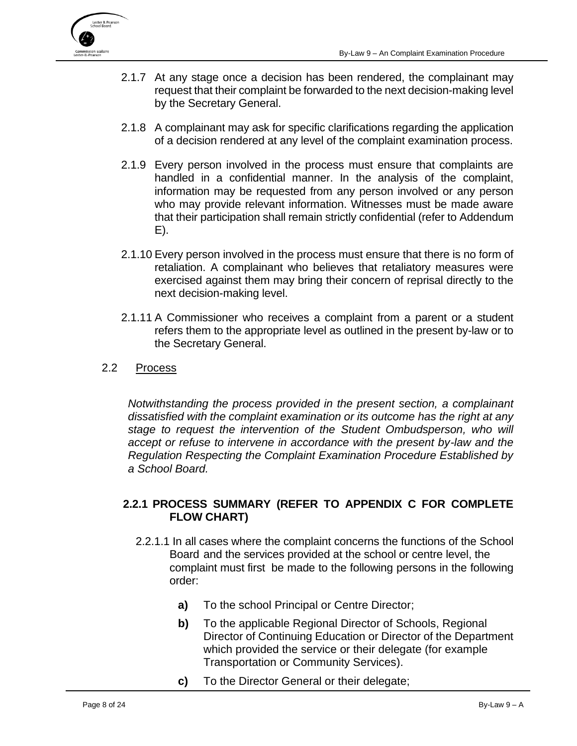2.1.7 At any stage once a decision has been rendered, the complainant may request that their complaint be forwarded to the next decision-making level by the Secretary General.

2.1.8 A complainant may ask for specific clarifications regarding the application of a decision rendered at any level of the complaint examination process.

2.1.9 Every person involved in the process must ensure that complaints are handled in a confidential manner. In the analysis of the complaint, information may be requested from any person involved or any person who may provide relevant information. Witnesses must be made aware that their participation shall remain strictly confidential (refer to Addendum E).

2.1.10 Every person involved in the process must ensure that there is no form of retaliation. A complainant who believes that retaliatory measures were exercised against them may bring their concern of reprisal directly to the next decision-making level.

2.1.11 A Commissioner who receives a complaint from a parent or a student refers them to the appropriate level as outlined in the present by-law or to the Secretary General.

## 2.2 Process

*Notwithstanding the process provided in the present section, a complainant dissatisfied with the complaint examination or its outcome has the right at any stage to request the intervention of the Student Ombudsperson, who will accept or refuse to intervene in accordance with the present by-law and the Regulation Respecting the Complaint Examination Procedure Established by a School Board.*

### 2.2.1 PROCESS SUMMARY (REFER TO APPENDIX C FOR COMPLETE FLOW CHART)

2.2.1.1 In all cases where the complaint concerns the functions of the School Board and the services provided at the school or centre level, the complaint must first be made to the following persons in the following order:

**a)** To the school Principal or Centre Director;

**b)** To the applicable Regional Director of Schools, Regional Director of Continuing Education or Director of the Department which provided the service or their delegate (for example Transportation or Community Services).

**c)** To the Director General or their delegate;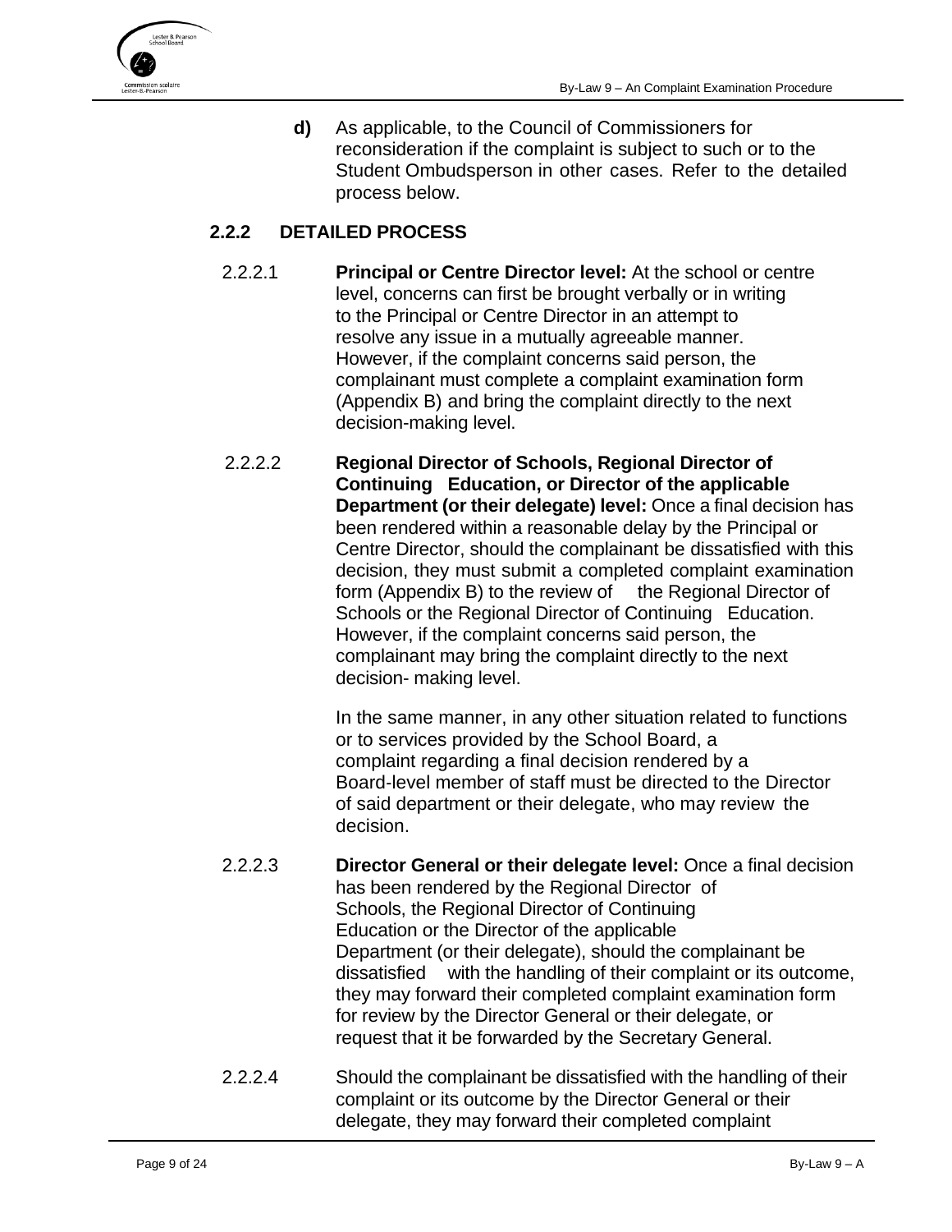**d)** As applicable, to the Council of Commissioners for reconsideration if the complaint is subject to such or to the Student Ombudsperson in other cases. Refer to the detailed process below.

### 2.2.2 DETAILED PROCESS

2.2.2.1 **Principal or Centre Director level:** At the school or centre level, concerns can first be brought verbally or in writing to the Principal or Centre Director in an attempt to resolve any issue in a mutually agreeable manner. However, if the complaint concerns said person, the complainant must complete a complaint examination form (Appendix B) and bring the complaint directly to the next decision-making level.

2.2.2.2 **Regional Director of Schools, Regional Director of Continuing Education, or Director of the applicable Department (or their delegate) level:** Once a final decision has been rendered within a reasonable delay by the Principal or Centre Director, should the complainant be dissatisfied with this decision, they must submit a completed complaint examination form (Appendix B) to the review of the Regional Director of Schools or the Regional Director of Continuing Education. However, if the complaint concerns said person, the complainant may bring the complaint directly to the next decision- making level.

In the same manner, in any other situation related to functions or to services provided by the School Board, a complaint regarding a final decision rendered by a Board-level member of staff must be directed to the Director of said department or their delegate, who may review the decision.

2.2.2.3 **Director General or their delegate level:** Once a final decision has been rendered by the Regional Director of Schools, the Regional Director of Continuing Education or the Director of the applicable Department (or their delegate), should the complainant be dissatisfied with the handling of their complaint or its outcome, they may forward their completed complaint examination form for review by the Director General or their delegate, or request that it be forwarded by the Secretary General.

2.2.2.4 Should the complainant be dissatisfied with the handling of their complaint or its outcome by the Director General or their delegate, they may forward their completed complaint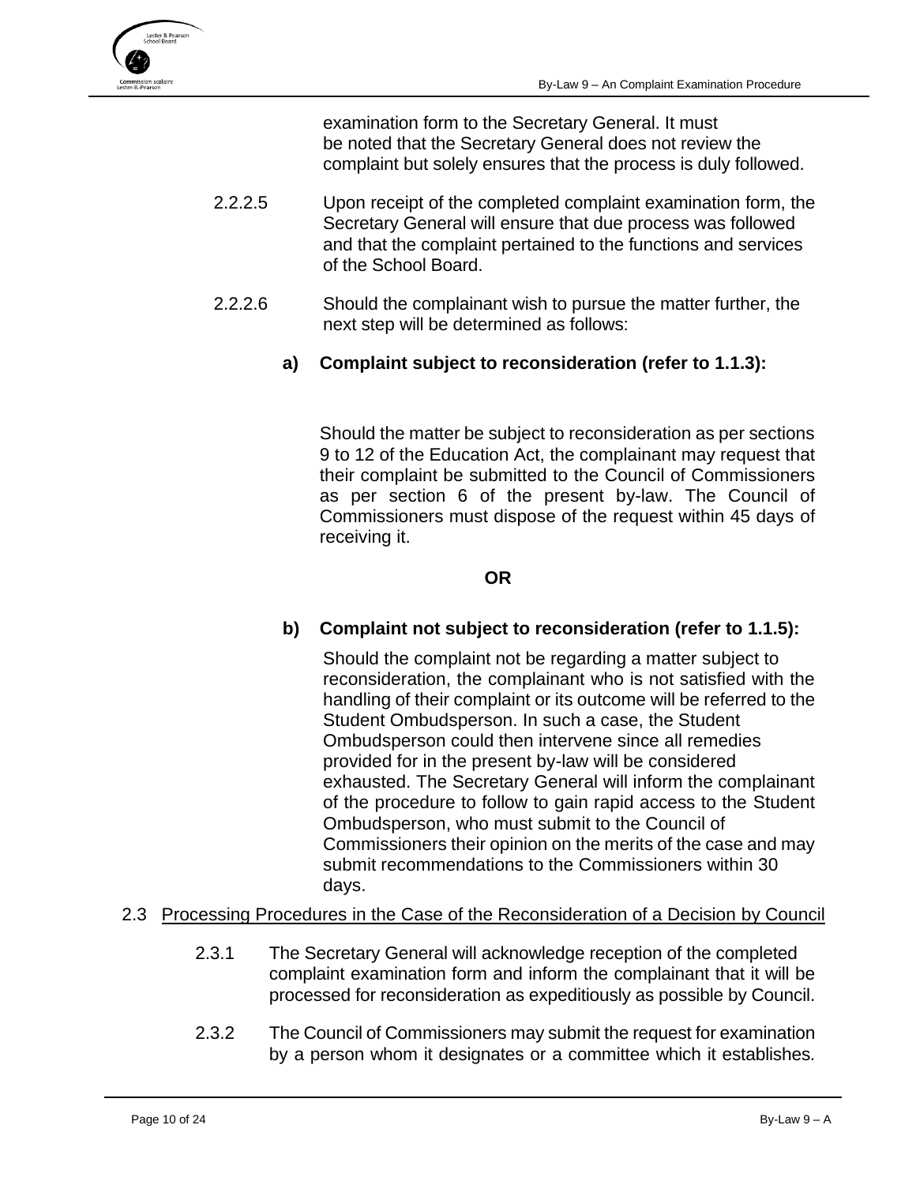examination form to the Secretary General. It must be noted that the Secretary General does not review the complaint but solely ensures that the process is duly followed.

2.2.2.5 Upon receipt of the completed complaint examination form, the Secretary General will ensure that due process was followed and that the complaint pertained to the functions and services of the School Board.

2.2.2.6 Should the complainant wish to pursue the matter further, the next step will be determined as follows:

**a) Complaint subject to reconsideration (refer to 1.1.3):**

Should the matter be subject to reconsideration as per sections 9 to 12 of the Education Act, the complainant may request that their complaint be submitted to the Council of Commissioners as per section 6 of the present by-law. The Council of Commissioners must dispose of the request within 45 days of receiving it.

**OR**

**b) Complaint not subject to reconsideration (refer to 1.1.5):**

Should the complaint not be regarding a matter subject to reconsideration, the complainant who is not satisfied with the handling of their complaint or its outcome will be referred to the Student Ombudsperson. In such a case, the Student Ombudsperson could then intervene since all remedies provided for in the present by-law will be considered exhausted. The Secretary General will inform the complainant of the procedure to follow to gain rapid access to the Student Ombudsperson, who must submit to the Council of Commissioners their opinion on the merits of the case and may submit recommendations to the Commissioners within 30 days.

2.3 Processing Procedures in the Case of the Reconsideration of a Decision by Council

2.3.1 The Secretary General will acknowledge reception of the completed complaint examination form and inform the complainant that it will be processed for reconsideration as expeditiously as possible by Council.

2.3.2 The Council of Commissioners may submit the request for examination by a person whom it designates or a committee which it establishes.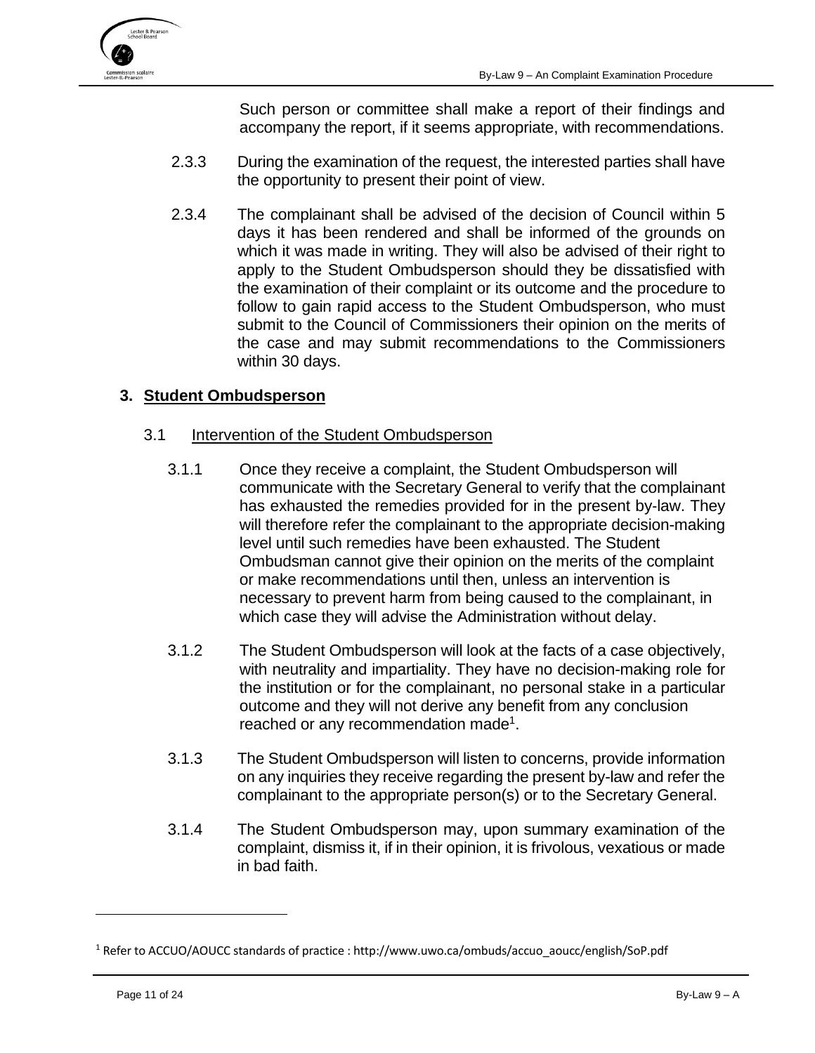Such person or committee shall make a report of their findings and accompany the report, if it seems appropriate, with recommendations.

2.3.3 During the examination of the request, the interested parties shall have the opportunity to present their point of view.

2.3.4 The complainant shall be advised of the decision of Council within 5 days it has been rendered and shall be informed of the grounds on which it was made in writing. They will also be advised of their right to apply to the Student Ombudsperson should they be dissatisfied with the examination of their complaint or its outcome and the procedure to follow to gain rapid access to the Student Ombudsperson, who must submit to the Council of Commissioners their opinion on the merits of the case and may submit recommendations to the Commissioners within 30 days.

## 3. Student Ombudsperson

### 3.1 Intervention of the Student Ombudsperson

3.1.1 Once they receive a complaint, the Student Ombudsperson will communicate with the Secretary General to verify that the complainant has exhausted the remedies provided for in the present by-law. They will therefore refer the complainant to the appropriate decision-making level until such remedies have been exhausted. The Student Ombudsman cannot give their opinion on the merits of the complaint or make recommendations until then, unless an intervention is necessary to prevent harm from being caused to the complainant, in which case they will advise the Administration without delay.

3.1.2 The Student Ombudsperson will look at the facts of a case objectively, with neutrality and impartiality. They have no decision-making role for the institution or for the complainant, no personal stake in a particular outcome and they will not derive any benefit from any conclusion reached or any recommendation made[1].

3.1.3 The Student Ombudsperson will listen to concerns, provide information on any inquiries they receive regarding the present by-law and refer the complainant to the appropriate person(s) or to the Secretary General.

3.1.4 The Student Ombudsperson may, upon summary examination of the complaint, dismiss it, if in their opinion, it is frivolous, vexatious or made in bad faith.

---

[1] Refer to ACCUO/AOUCC standards of practice : http://www.uwo.ca/ombuds/accuo_aoucc/english/SoP.pdf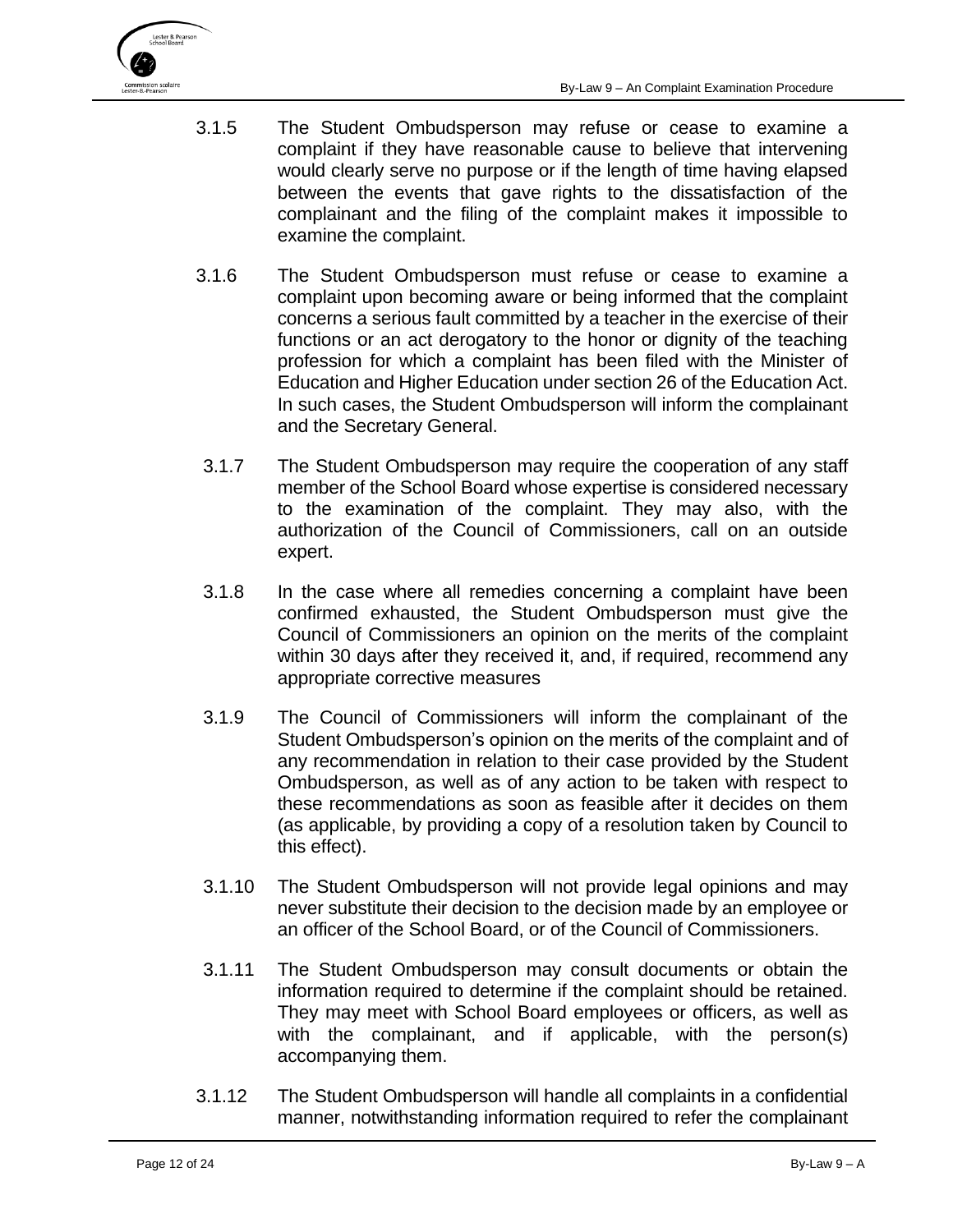3.1.5 The Student Ombudsperson may refuse or cease to examine a complaint if they have reasonable cause to believe that intervening would clearly serve no purpose or if the length of time having elapsed between the events that gave rights to the dissatisfaction of the complainant and the filing of the complaint makes it impossible to examine the complaint.

3.1.6 The Student Ombudsperson must refuse or cease to examine a complaint upon becoming aware or being informed that the complaint concerns a serious fault committed by a teacher in the exercise of their functions or an act derogatory to the honor or dignity of the teaching profession for which a complaint has been filed with the Minister of Education and Higher Education under section 26 of the Education Act. In such cases, the Student Ombudsperson will inform the complainant and the Secretary General.

3.1.7 The Student Ombudsperson may require the cooperation of any staff member of the School Board whose expertise is considered necessary to the examination of the complaint. They may also, with the authorization of the Council of Commissioners, call on an outside expert.

3.1.8 In the case where all remedies concerning a complaint have been confirmed exhausted, the Student Ombudsperson must give the Council of Commissioners an opinion on the merits of the complaint within 30 days after they received it, and, if required, recommend any appropriate corrective measures

3.1.9 The Council of Commissioners will inform the complainant of the Student Ombudsperson's opinion on the merits of the complaint and of any recommendation in relation to their case provided by the Student Ombudsperson, as well as of any action to be taken with respect to these recommendations as soon as feasible after it decides on them (as applicable, by providing a copy of a resolution taken by Council to this effect).

3.1.10 The Student Ombudsperson will not provide legal opinions and may never substitute their decision to the decision made by an employee or an officer of the School Board, or of the Council of Commissioners.

3.1.11 The Student Ombudsperson may consult documents or obtain the information required to determine if the complaint should be retained. They may meet with School Board employees or officers, as well as with the complainant, and if applicable, with the person(s) accompanying them.

3.1.12 The Student Ombudsperson will handle all complaints in a confidential manner, notwithstanding information required to refer the complainant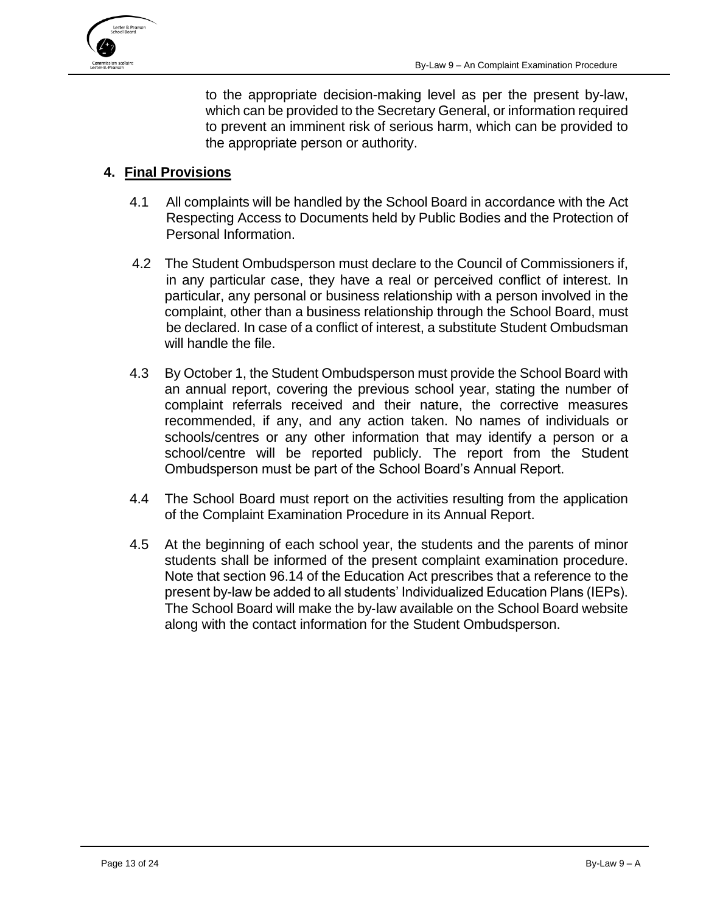to the appropriate decision-making level as per the present by-law, which can be provided to the Secretary General, or information required to prevent an imminent risk of serious harm, which can be provided to the appropriate person or authority.

## 4. Final Provisions

4.1 All complaints will be handled by the School Board in accordance with the Act Respecting Access to Documents held by Public Bodies and the Protection of Personal Information.

4.2 The Student Ombudsperson must declare to the Council of Commissioners if, in any particular case, they have a real or perceived conflict of interest. In particular, any personal or business relationship with a person involved in the complaint, other than a business relationship through the School Board, must be declared. In case of a conflict of interest, a substitute Student Ombudsman will handle the file.

4.3 By October 1, the Student Ombudsperson must provide the School Board with an annual report, covering the previous school year, stating the number of complaint referrals received and their nature, the corrective measures recommended, if any, and any action taken. No names of individuals or schools/centres or any other information that may identify a person or a school/centre will be reported publicly. The report from the Student Ombudsperson must be part of the School Board's Annual Report.

4.4 The School Board must report on the activities resulting from the application of the Complaint Examination Procedure in its Annual Report.

4.5 At the beginning of each school year, the students and the parents of minor students shall be informed of the present complaint examination procedure. Note that section 96.14 of the Education Act prescribes that a reference to the present by-law be added to all students' Individualized Education Plans (IEPs). The School Board will make the by-law available on the School Board website along with the contact information for the Student Ombudsperson.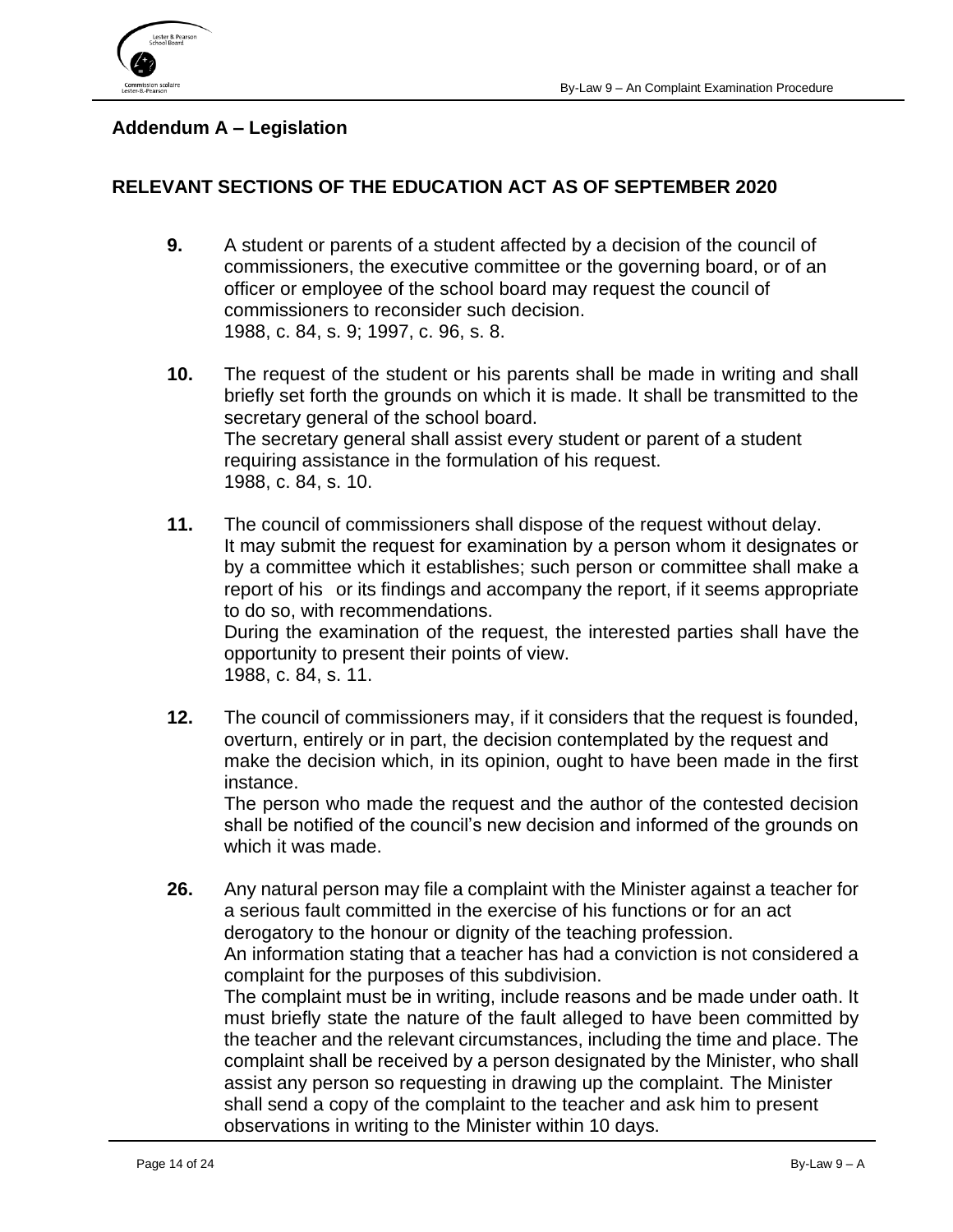## Addendum A – Legislation

### RELEVANT SECTIONS OF THE EDUCATION ACT AS OF SEPTEMBER 2020

**9.** A student or parents of a student affected by a decision of the council of commissioners, the executive committee or the governing board, or of an officer or employee of the school board may request the council of commissioners to reconsider such decision.
1988, c. 84, s. 9; 1997, c. 96, s. 8.

**10.** The request of the student or his parents shall be made in writing and shall briefly set forth the grounds on which it is made. It shall be transmitted to the secretary general of the school board.
The secretary general shall assist every student or parent of a student requiring assistance in the formulation of his request.
1988, c. 84, s. 10.

**11.** The council of commissioners shall dispose of the request without delay.
It may submit the request for examination by a person whom it designates or by a committee which it establishes; such person or committee shall make a report of his or its findings and accompany the report, if it seems appropriate to do so, with recommendations.
During the examination of the request, the interested parties shall have the opportunity to present their points of view.
1988, c. 84, s. 11.

**12.** The council of commissioners may, if it considers that the request is founded, overturn, entirely or in part, the decision contemplated by the request and make the decision which, in its opinion, ought to have been made in the first instance.
The person who made the request and the author of the contested decision shall be notified of the council's new decision and informed of the grounds on which it was made.

**26.** Any natural person may file a complaint with the Minister against a teacher for a serious fault committed in the exercise of his functions or for an act derogatory to the honour or dignity of the teaching profession.
An information stating that a teacher has had a conviction is not considered a complaint for the purposes of this subdivision.
The complaint must be in writing, include reasons and be made under oath. It must briefly state the nature of the fault alleged to have been committed by the teacher and the relevant circumstances, including the time and place. The complaint shall be received by a person designated by the Minister, who shall assist any person so requesting in drawing up the complaint. The Minister shall send a copy of the complaint to the teacher and ask him to present observations in writing to the Minister within 10 days.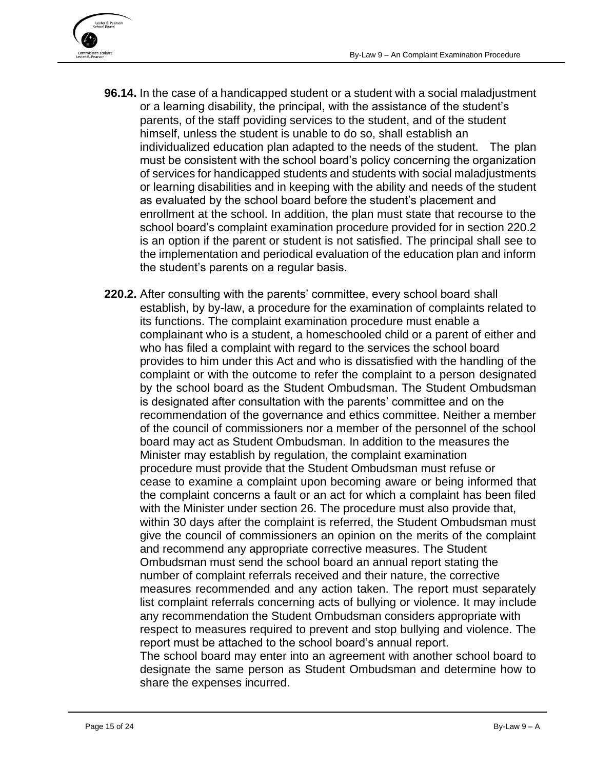**96.14.** In the case of a handicapped student or a student with a social maladjustment or a learning disability, the principal, with the assistance of the student's parents, of the staff poviding services to the student, and of the student himself, unless the student is unable to do so, shall establish an individualized education plan adapted to the needs of the student. The plan must be consistent with the school board's policy concerning the organization of services for handicapped students and students with social maladjustments or learning disabilities and in keeping with the ability and needs of the student as evaluated by the school board before the student's placement and enrollment at the school. In addition, the plan must state that recourse to the school board's complaint examination procedure provided for in section 220.2 is an option if the parent or student is not satisfied. The principal shall see to the implementation and periodical evaluation of the education plan and inform the student's parents on a regular basis.

**220.2.** After consulting with the parents' committee, every school board shall establish, by by-law, a procedure for the examination of complaints related to its functions. The complaint examination procedure must enable a complainant who is a student, a homeschooled child or a parent of either and who has filed a complaint with regard to the services the school board provides to him under this Act and who is dissatisfied with the handling of the complaint or with the outcome to refer the complaint to a person designated by the school board as the Student Ombudsman. The Student Ombudsman is designated after consultation with the parents' committee and on the recommendation of the governance and ethics committee. Neither a member of the council of commissioners nor a member of the personnel of the school board may act as Student Ombudsman. In addition to the measures the Minister may establish by regulation, the complaint examination procedure must provide that the Student Ombudsman must refuse or cease to examine a complaint upon becoming aware or being informed that the complaint concerns a fault or an act for which a complaint has been filed with the Minister under section 26. The procedure must also provide that, within 30 days after the complaint is referred, the Student Ombudsman must give the council of commissioners an opinion on the merits of the complaint and recommend any appropriate corrective measures. The Student Ombudsman must send the school board an annual report stating the number of complaint referrals received and their nature, the corrective measures recommended and any action taken. The report must separately list complaint referrals concerning acts of bullying or violence. It may include any recommendation the Student Ombudsman considers appropriate with respect to measures required to prevent and stop bullying and violence. The report must be attached to the school board's annual report.

The school board may enter into an agreement with another school board to designate the same person as Student Ombudsman and determine how to share the expenses incurred.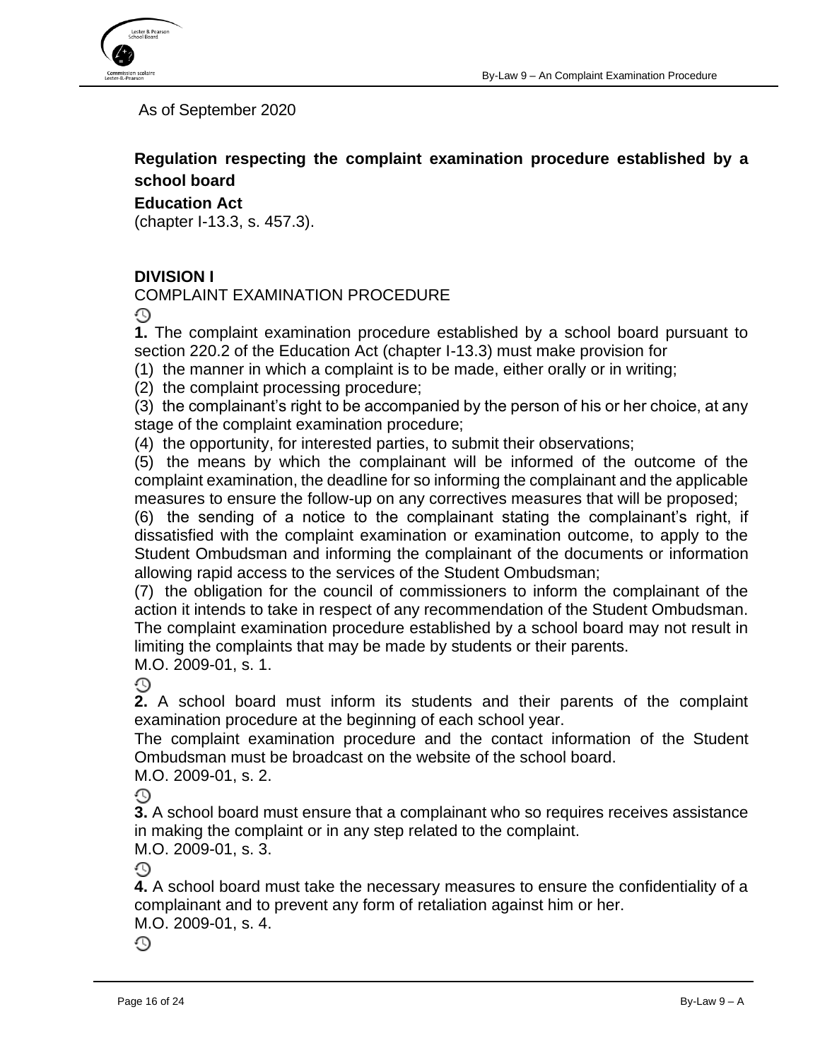As of September 2020

**Regulation respecting the complaint examination procedure established by a school board**

**Education Act**

(chapter I-13.3, s. 457.3).

**DIVISION I**

COMPLAINT EXAMINATION PROCEDURE

**1.** The complaint examination procedure established by a school board pursuant to section 220.2 of the Education Act (chapter I-13.3) must make provision for

(1) the manner in which a complaint is to be made, either orally or in writing;

(2) the complaint processing procedure;

(3) the complainant's right to be accompanied by the person of his or her choice, at any stage of the complaint examination procedure;

(4) the opportunity, for interested parties, to submit their observations;

(5) the means by which the complainant will be informed of the outcome of the complaint examination, the deadline for so informing the complainant and the applicable measures to ensure the follow-up on any correctives measures that will be proposed;

(6) the sending of a notice to the complainant stating the complainant's right, if dissatisfied with the complaint examination or examination outcome, to apply to the Student Ombudsman and informing the complainant of the documents or information allowing rapid access to the services of the Student Ombudsman;

(7) the obligation for the council of commissioners to inform the complainant of the action it intends to take in respect of any recommendation of the Student Ombudsman.

The complaint examination procedure established by a school board may not result in limiting the complaints that may be made by students or their parents.

M.O. 2009-01, s. 1.

**2.** A school board must inform its students and their parents of the complaint examination procedure at the beginning of each school year.

The complaint examination procedure and the contact information of the Student Ombudsman must be broadcast on the website of the school board.

M.O. 2009-01, s. 2.

**3.** A school board must ensure that a complainant who so requires receives assistance in making the complaint or in any step related to the complaint.

M.O. 2009-01, s. 3.

**4.** A school board must take the necessary measures to ensure the confidentiality of a complainant and to prevent any form of retaliation against him or her.

M.O. 2009-01, s. 4.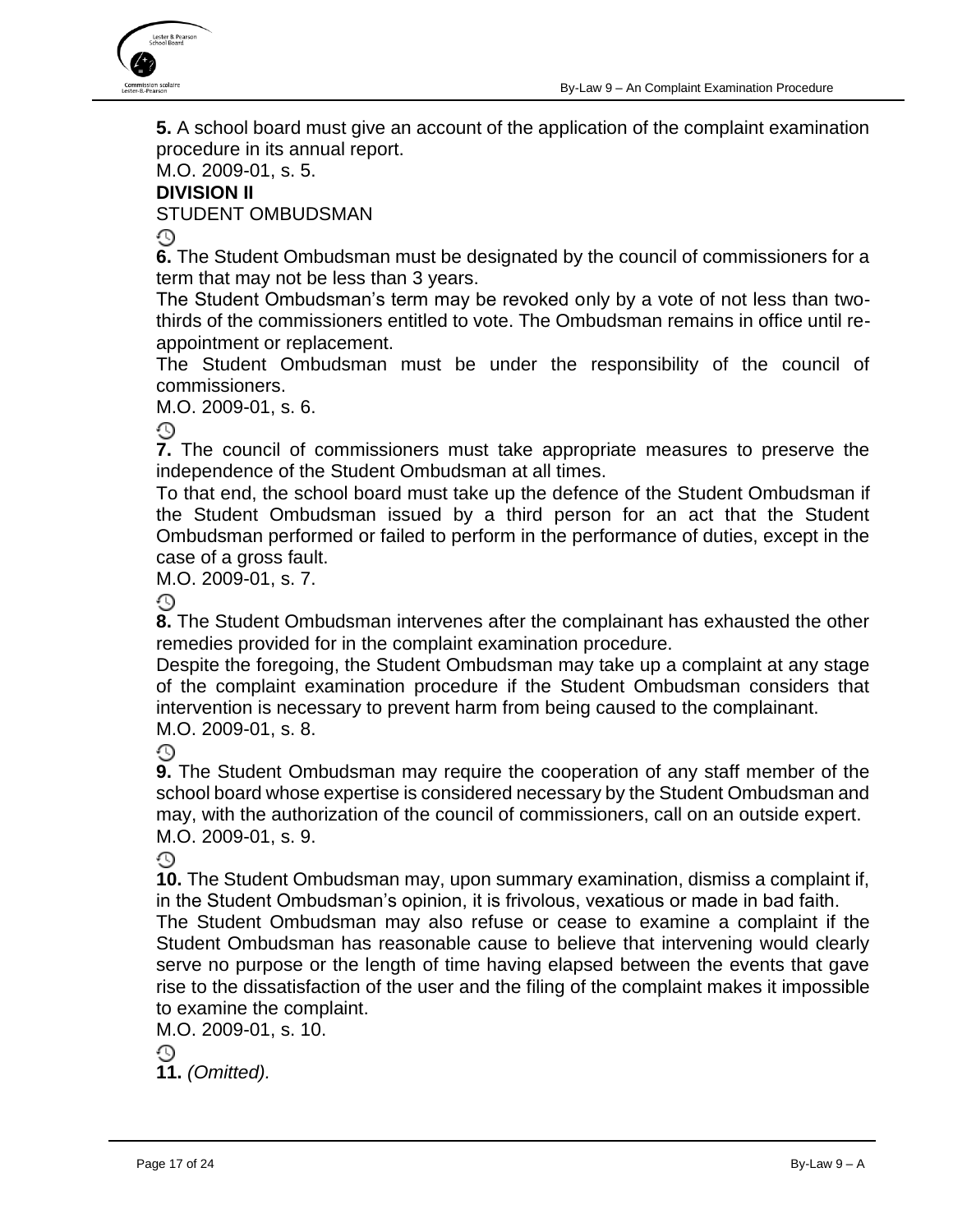**5.** A school board must give an account of the application of the complaint examination procedure in its annual report.

M.O. 2009-01, s. 5.

**DIVISION II**

STUDENT OMBUDSMAN

**6.** The Student Ombudsman must be designated by the council of commissioners for a term that may not be less than 3 years.

The Student Ombudsman's term may be revoked only by a vote of not less than two-thirds of the commissioners entitled to vote. The Ombudsman remains in office until re-appointment or replacement.

The Student Ombudsman must be under the responsibility of the council of commissioners.

M.O. 2009-01, s. 6.

**7.** The council of commissioners must take appropriate measures to preserve the independence of the Student Ombudsman at all times.

To that end, the school board must take up the defence of the Student Ombudsman if the Student Ombudsman issued by a third person for an act that the Student Ombudsman performed or failed to perform in the performance of duties, except in the case of a gross fault.

M.O. 2009-01, s. 7.

**8.** The Student Ombudsman intervenes after the complainant has exhausted the other remedies provided for in the complaint examination procedure.

Despite the foregoing, the Student Ombudsman may take up a complaint at any stage of the complaint examination procedure if the Student Ombudsman considers that intervention is necessary to prevent harm from being caused to the complainant.

M.O. 2009-01, s. 8.

**9.** The Student Ombudsman may require the cooperation of any staff member of the school board whose expertise is considered necessary by the Student Ombudsman and may, with the authorization of the council of commissioners, call on an outside expert.

M.O. 2009-01, s. 9.

**10.** The Student Ombudsman may, upon summary examination, dismiss a complaint if, in the Student Ombudsman's opinion, it is frivolous, vexatious or made in bad faith.

The Student Ombudsman may also refuse or cease to examine a complaint if the Student Ombudsman has reasonable cause to believe that intervening would clearly serve no purpose or the length of time having elapsed between the events that gave rise to the dissatisfaction of the user and the filing of the complaint makes it impossible to examine the complaint.

M.O. 2009-01, s. 10.

**11.** *(Omitted).*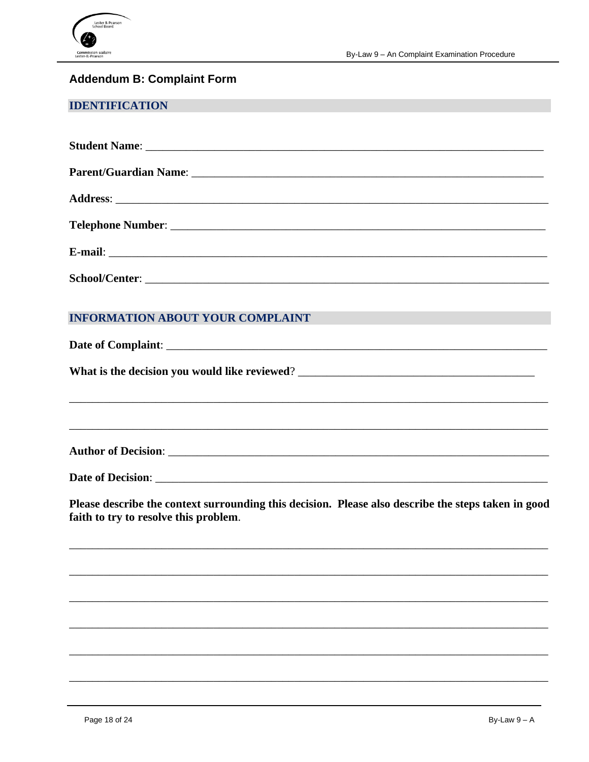## Addendum B: Complaint Form

### IDENTIFICATION

**Student Name**: ___________________________________________________________________

**Parent/Guardian Name**: ___________________________________________________________

**Address**: ______________________________________________________________________

**Telephone Number**: _______________________________________________________________

**E-mail**: _______________________________________________________________________

**School/Center**: __________________________________________________________________

### INFORMATION ABOUT YOUR COMPLAINT

**Date of Complaint**: _______________________________________________________________

**What is the decision you would like reviewed**? ________________________________________

_____________________________________________________________________________

_____________________________________________________________________________

**Author of Decision**: _______________________________________________________________

**Date of Decision**: _________________________________________________________________

**Please describe the context surrounding this decision. Please also describe the steps taken in good faith to try to resolve this problem**.

_____________________________________________________________________________

_____________________________________________________________________________

_____________________________________________________________________________

_____________________________________________________________________________

_____________________________________________________________________________

_____________________________________________________________________________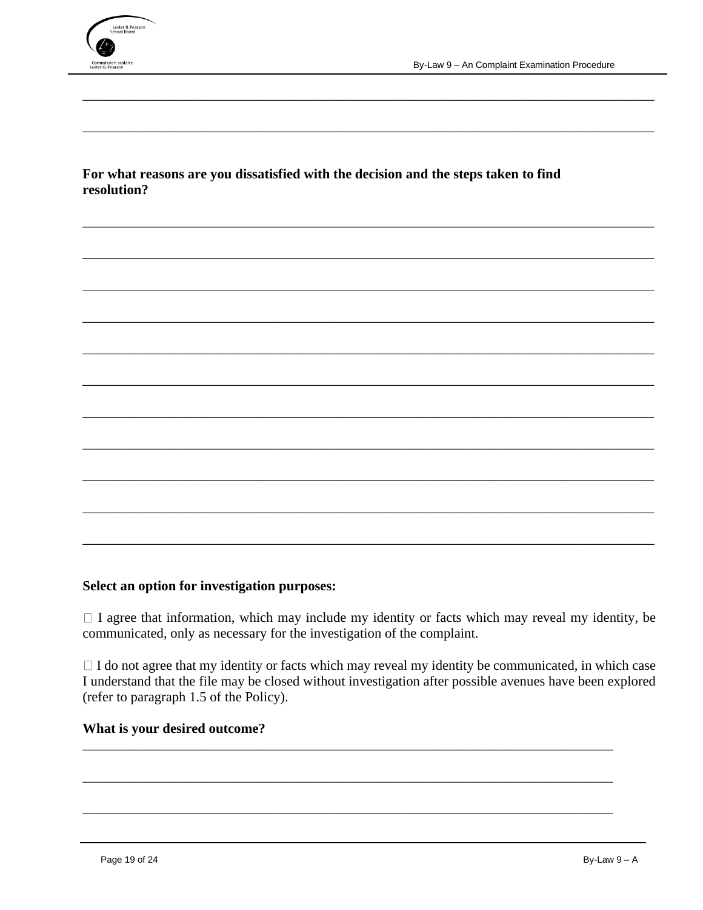\_\_\_\_\_\_\_\_\_\_\_\_\_\_\_\_\_\_\_\_\_\_\_\_\_\_\_\_\_\_\_\_\_\_\_\_\_\_\_\_\_\_\_\_\_\_\_\_\_\_\_\_\_\_\_\_\_\_\_\_\_\_\_\_\_\_\_\_\_\_\_\_\_\_\_\_\_\_

\_\_\_\_\_\_\_\_\_\_\_\_\_\_\_\_\_\_\_\_\_\_\_\_\_\_\_\_\_\_\_\_\_\_\_\_\_\_\_\_\_\_\_\_\_\_\_\_\_\_\_\_\_\_\_\_\_\_\_\_\_\_\_\_\_\_\_\_\_\_\_\_\_\_\_\_\_\_

**For what reasons are you dissatisfied with the decision and the steps taken to find resolution?**

\_\_\_\_\_\_\_\_\_\_\_\_\_\_\_\_\_\_\_\_\_\_\_\_\_\_\_\_\_\_\_\_\_\_\_\_\_\_\_\_\_\_\_\_\_\_\_\_\_\_\_\_\_\_\_\_\_\_\_\_\_\_\_\_\_\_\_\_\_\_\_\_\_\_\_\_\_\_

\_\_\_\_\_\_\_\_\_\_\_\_\_\_\_\_\_\_\_\_\_\_\_\_\_\_\_\_\_\_\_\_\_\_\_\_\_\_\_\_\_\_\_\_\_\_\_\_\_\_\_\_\_\_\_\_\_\_\_\_\_\_\_\_\_\_\_\_\_\_\_\_\_\_\_\_\_\_

\_\_\_\_\_\_\_\_\_\_\_\_\_\_\_\_\_\_\_\_\_\_\_\_\_\_\_\_\_\_\_\_\_\_\_\_\_\_\_\_\_\_\_\_\_\_\_\_\_\_\_\_\_\_\_\_\_\_\_\_\_\_\_\_\_\_\_\_\_\_\_\_\_\_\_\_\_\_

\_\_\_\_\_\_\_\_\_\_\_\_\_\_\_\_\_\_\_\_\_\_\_\_\_\_\_\_\_\_\_\_\_\_\_\_\_\_\_\_\_\_\_\_\_\_\_\_\_\_\_\_\_\_\_\_\_\_\_\_\_\_\_\_\_\_\_\_\_\_\_\_\_\_\_\_\_\_

\_\_\_\_\_\_\_\_\_\_\_\_\_\_\_\_\_\_\_\_\_\_\_\_\_\_\_\_\_\_\_\_\_\_\_\_\_\_\_\_\_\_\_\_\_\_\_\_\_\_\_\_\_\_\_\_\_\_\_\_\_\_\_\_\_\_\_\_\_\_\_\_\_\_\_\_\_\_

\_\_\_\_\_\_\_\_\_\_\_\_\_\_\_\_\_\_\_\_\_\_\_\_\_\_\_\_\_\_\_\_\_\_\_\_\_\_\_\_\_\_\_\_\_\_\_\_\_\_\_\_\_\_\_\_\_\_\_\_\_\_\_\_\_\_\_\_\_\_\_\_\_\_\_\_\_\_

\_\_\_\_\_\_\_\_\_\_\_\_\_\_\_\_\_\_\_\_\_\_\_\_\_\_\_\_\_\_\_\_\_\_\_\_\_\_\_\_\_\_\_\_\_\_\_\_\_\_\_\_\_\_\_\_\_\_\_\_\_\_\_\_\_\_\_\_\_\_\_\_\_\_\_\_\_\_

\_\_\_\_\_\_\_\_\_\_\_\_\_\_\_\_\_\_\_\_\_\_\_\_\_\_\_\_\_\_\_\_\_\_\_\_\_\_\_\_\_\_\_\_\_\_\_\_\_\_\_\_\_\_\_\_\_\_\_\_\_\_\_\_\_\_\_\_\_\_\_\_\_\_\_\_\_\_

\_\_\_\_\_\_\_\_\_\_\_\_\_\_\_\_\_\_\_\_\_\_\_\_\_\_\_\_\_\_\_\_\_\_\_\_\_\_\_\_\_\_\_\_\_\_\_\_\_\_\_\_\_\_\_\_\_\_\_\_\_\_\_\_\_\_\_\_\_\_\_\_\_\_\_\_\_\_

\_\_\_\_\_\_\_\_\_\_\_\_\_\_\_\_\_\_\_\_\_\_\_\_\_\_\_\_\_\_\_\_\_\_\_\_\_\_\_\_\_\_\_\_\_\_\_\_\_\_\_\_\_\_\_\_\_\_\_\_\_\_\_\_\_\_\_\_\_\_\_\_\_\_\_\_\_\_

\_\_\_\_\_\_\_\_\_\_\_\_\_\_\_\_\_\_\_\_\_\_\_\_\_\_\_\_\_\_\_\_\_\_\_\_\_\_\_\_\_\_\_\_\_\_\_\_\_\_\_\_\_\_\_\_\_\_\_\_\_\_\_\_\_\_\_\_\_\_\_\_\_\_\_\_\_\_

**Select an option for investigation purposes:**

☐ I agree that information, which may include my identity or facts which may reveal my identity, be communicated, only as necessary for the investigation of the complaint.

☐ I do not agree that my identity or facts which may reveal my identity be communicated, in which case I understand that the file may be closed without investigation after possible avenues have been explored (refer to paragraph 1.5 of the Policy).

**What is your desired outcome?**

\_\_\_\_\_\_\_\_\_\_\_\_\_\_\_\_\_\_\_\_\_\_\_\_\_\_\_\_\_\_\_\_\_\_\_\_\_\_\_\_\_\_\_\_\_\_\_\_\_\_\_\_\_\_\_\_\_\_\_\_\_\_\_\_\_\_\_\_\_\_\_\_\_\_

\_\_\_\_\_\_\_\_\_\_\_\_\_\_\_\_\_\_\_\_\_\_\_\_\_\_\_\_\_\_\_\_\_\_\_\_\_\_\_\_\_\_\_\_\_\_\_\_\_\_\_\_\_\_\_\_\_\_\_\_\_\_\_\_\_\_\_\_\_\_\_\_\_\_

\_\_\_\_\_\_\_\_\_\_\_\_\_\_\_\_\_\_\_\_\_\_\_\_\_\_\_\_\_\_\_\_\_\_\_\_\_\_\_\_\_\_\_\_\_\_\_\_\_\_\_\_\_\_\_\_\_\_\_\_\_\_\_\_\_\_\_\_\_\_\_\_\_\_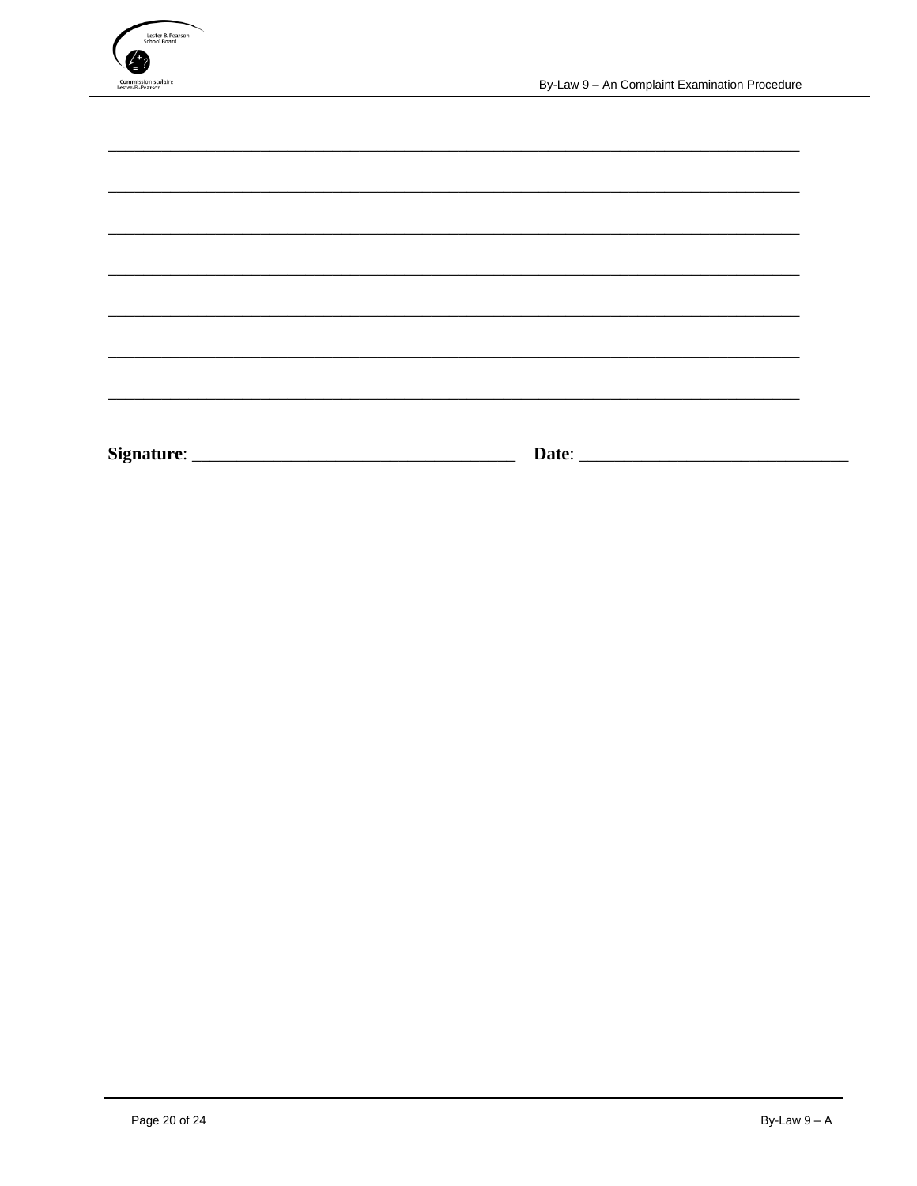\_\_\_\_\_\_\_\_\_\_\_\_\_\_\_\_\_\_\_\_\_\_\_\_\_\_\_\_\_\_\_\_\_\_\_\_\_\_\_\_\_\_\_\_\_\_\_\_\_\_\_\_\_\_\_\_\_\_\_\_\_\_\_\_\_\_\_\_\_\_\_\_\_\_\_\_\_\_\_\_\_\_\_\_

\_\_\_\_\_\_\_\_\_\_\_\_\_\_\_\_\_\_\_\_\_\_\_\_\_\_\_\_\_\_\_\_\_\_\_\_\_\_\_\_\_\_\_\_\_\_\_\_\_\_\_\_\_\_\_\_\_\_\_\_\_\_\_\_\_\_\_\_\_\_\_\_\_\_\_\_\_\_\_\_\_\_\_\_

\_\_\_\_\_\_\_\_\_\_\_\_\_\_\_\_\_\_\_\_\_\_\_\_\_\_\_\_\_\_\_\_\_\_\_\_\_\_\_\_\_\_\_\_\_\_\_\_\_\_\_\_\_\_\_\_\_\_\_\_\_\_\_\_\_\_\_\_\_\_\_\_\_\_\_\_\_\_\_\_\_\_\_\_

\_\_\_\_\_\_\_\_\_\_\_\_\_\_\_\_\_\_\_\_\_\_\_\_\_\_\_\_\_\_\_\_\_\_\_\_\_\_\_\_\_\_\_\_\_\_\_\_\_\_\_\_\_\_\_\_\_\_\_\_\_\_\_\_\_\_\_\_\_\_\_\_\_\_\_\_\_\_\_\_\_\_\_\_

\_\_\_\_\_\_\_\_\_\_\_\_\_\_\_\_\_\_\_\_\_\_\_\_\_\_\_\_\_\_\_\_\_\_\_\_\_\_\_\_\_\_\_\_\_\_\_\_\_\_\_\_\_\_\_\_\_\_\_\_\_\_\_\_\_\_\_\_\_\_\_\_\_\_\_\_\_\_\_\_\_\_\_\_

\_\_\_\_\_\_\_\_\_\_\_\_\_\_\_\_\_\_\_\_\_\_\_\_\_\_\_\_\_\_\_\_\_\_\_\_\_\_\_\_\_\_\_\_\_\_\_\_\_\_\_\_\_\_\_\_\_\_\_\_\_\_\_\_\_\_\_\_\_\_\_\_\_\_\_\_\_\_\_\_\_\_\_\_

\_\_\_\_\_\_\_\_\_\_\_\_\_\_\_\_\_\_\_\_\_\_\_\_\_\_\_\_\_\_\_\_\_\_\_\_\_\_\_\_\_\_\_\_\_\_\_\_\_\_\_\_\_\_\_\_\_\_\_\_\_\_\_\_\_\_\_\_\_\_\_\_\_\_\_\_\_\_\_\_\_\_\_\_

**Signature**: \_\_\_\_\_\_\_\_\_\_\_\_\_\_\_\_\_\_\_\_\_\_\_\_\_\_\_\_\_\_\_\_\_\_\_\_ **Date**: \_\_\_\_\_\_\_\_\_\_\_\_\_\_\_\_\_\_\_\_\_\_\_\_\_\_\_\_\_\_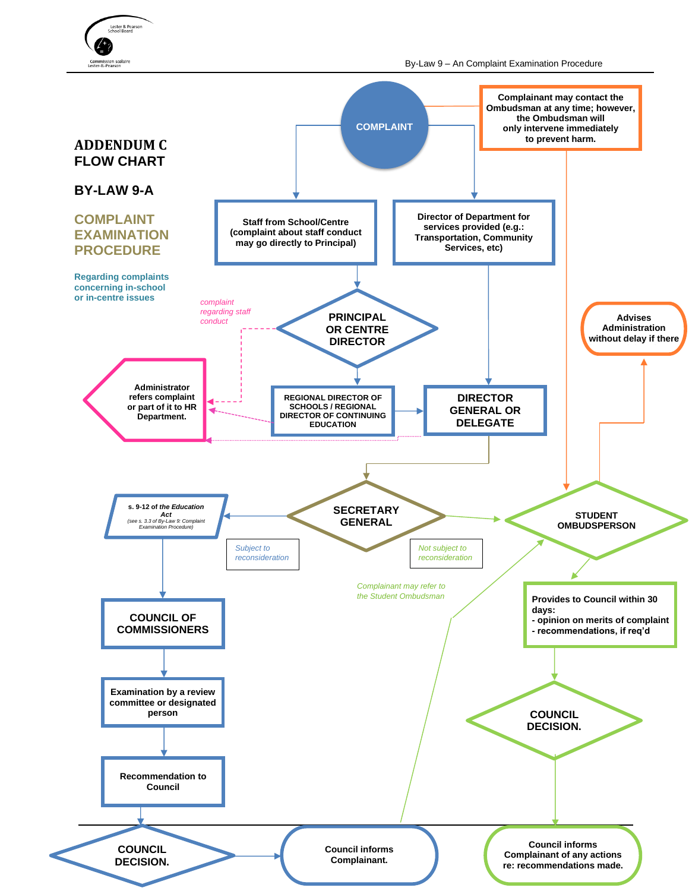# ADDENDUM C
# FLOW CHART

## BY-LAW 9-A

## COMPLAINT EXAMINATION PROCEDURE

**Regarding complaints concerning in-school or in-centre issues**

**COMPLAINT**

**Complainant may contact the Ombudsman at any time; however, the Ombudsman will only intervene immediately to prevent harm.**

**Staff from School/Centre (complaint about staff conduct may go directly to Principal)**

**Director of Department for services provided (e.g.: Transportation, Community Services, etc)**

*complaint regarding staff conduct*

**PRINCIPAL OR CENTRE DIRECTOR**

**Advises Administration without delay if there**

**Administrator refers complaint or part of it to HR Department.**

**REGIONAL DIRECTOR OF SCHOOLS / REGIONAL DIRECTOR OF CONTINUING EDUCATION**

**DIRECTOR GENERAL OR DELEGATE**

**s. 9-12 of *the Education Act*** *(see s. 3.3 of By-Law 9: Complaint Examination Procedure)*

**SECRETARY GENERAL**

**STUDENT OMBUDSPERSON**

*Subject to reconsideration*

*Not subject to reconsideration*

*Complainant may refer to the Student Ombudsman*

**COUNCIL OF COMMISSIONERS**

**Provides to Council within 30 days:**
- **opinion on merits of complaint**
- **recommendations, if req'd**

**Examination by a review committee or designated person**

**COUNCIL DECISION.**

**Recommendation to Council**

**COUNCIL DECISION.**

**Council informs Complainant.**

**Council informs Complainant of any actions re: recommendations made.**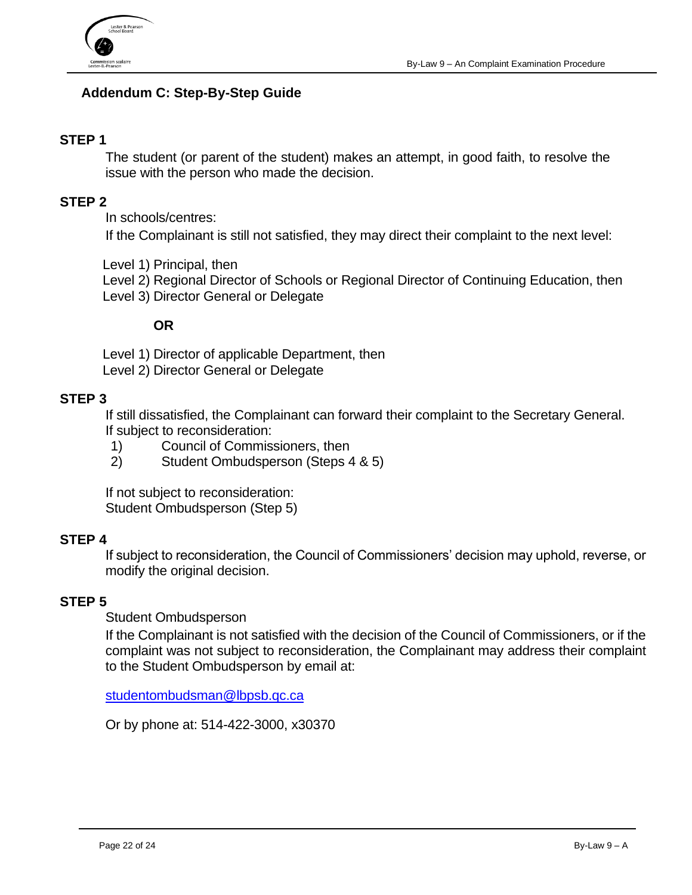## Addendum C: Step-By-Step Guide

### STEP 1

The student (or parent of the student) makes an attempt, in good faith, to resolve the issue with the person who made the decision.

### STEP 2

In schools/centres:

If the Complainant is still not satisfied, they may direct their complaint to the next level:

Level 1) Principal, then
Level 2) Regional Director of Schools or Regional Director of Continuing Education, then
Level 3) Director General or Delegate

**OR**

Level 1) Director of applicable Department, then
Level 2) Director General or Delegate

### STEP 3

If still dissatisfied, the Complainant can forward their complaint to the Secretary General.
If subject to reconsideration:

1) Council of Commissioners, then
2) Student Ombudsperson (Steps 4 & 5)

If not subject to reconsideration:
Student Ombudsperson (Step 5)

### STEP 4

If subject to reconsideration, the Council of Commissioners' decision may uphold, reverse, or modify the original decision.

### STEP 5

Student Ombudsperson

If the Complainant is not satisfied with the decision of the Council of Commissioners, or if the complaint was not subject to reconsideration, the Complainant may address their complaint to the Student Ombudsperson by email at:

studentombudsman@lbpsb.qc.ca

Or by phone at: 514-422-3000, x30370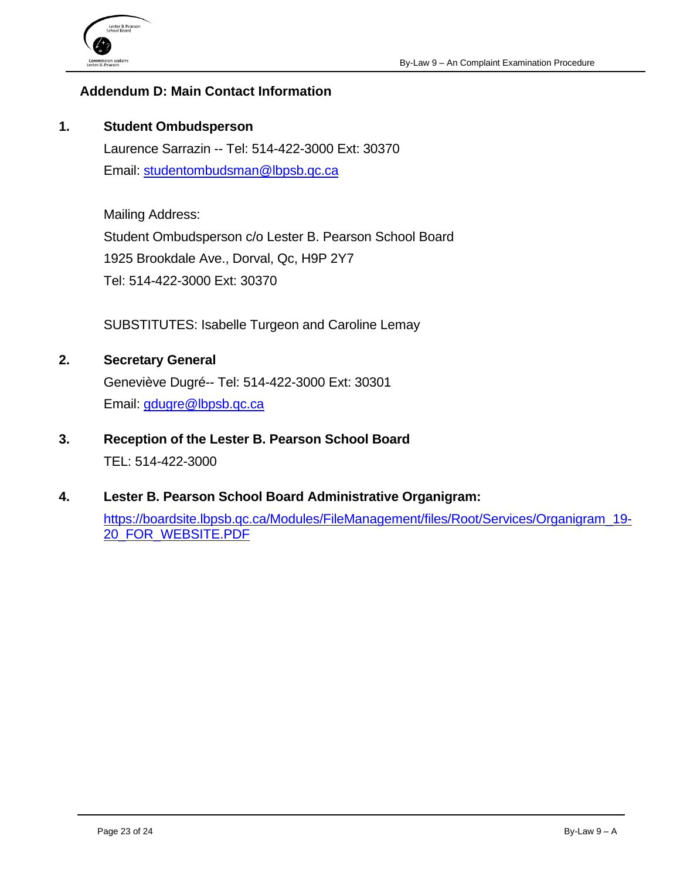## Addendum D: Main Contact Information

1. **Student Ombudsperson**

   Laurence Sarrazin -- Tel: 514-422-3000 Ext: 30370

   Email: studentombudsman@lbpsb.qc.ca

   Mailing Address:

   Student Ombudsperson c/o Lester B. Pearson School Board

   1925 Brookdale Ave., Dorval, Qc, H9P 2Y7

   Tel: 514-422-3000 Ext: 30370

   SUBSTITUTES: Isabelle Turgeon and Caroline Lemay

2. **Secretary General**

   Geneviève Dugré-- Tel: 514-422-3000 Ext: 30301

   Email: gdugre@lbpsb.qc.ca

3. **Reception of the Lester B. Pearson School Board**

   TEL: 514-422-3000

4. **Lester B. Pearson School Board Administrative Organigram:**

   https://boardsite.lbpsb.qc.ca/Modules/FileManagement/files/Root/Services/Organigram_19-20_FOR_WEBSITE.PDF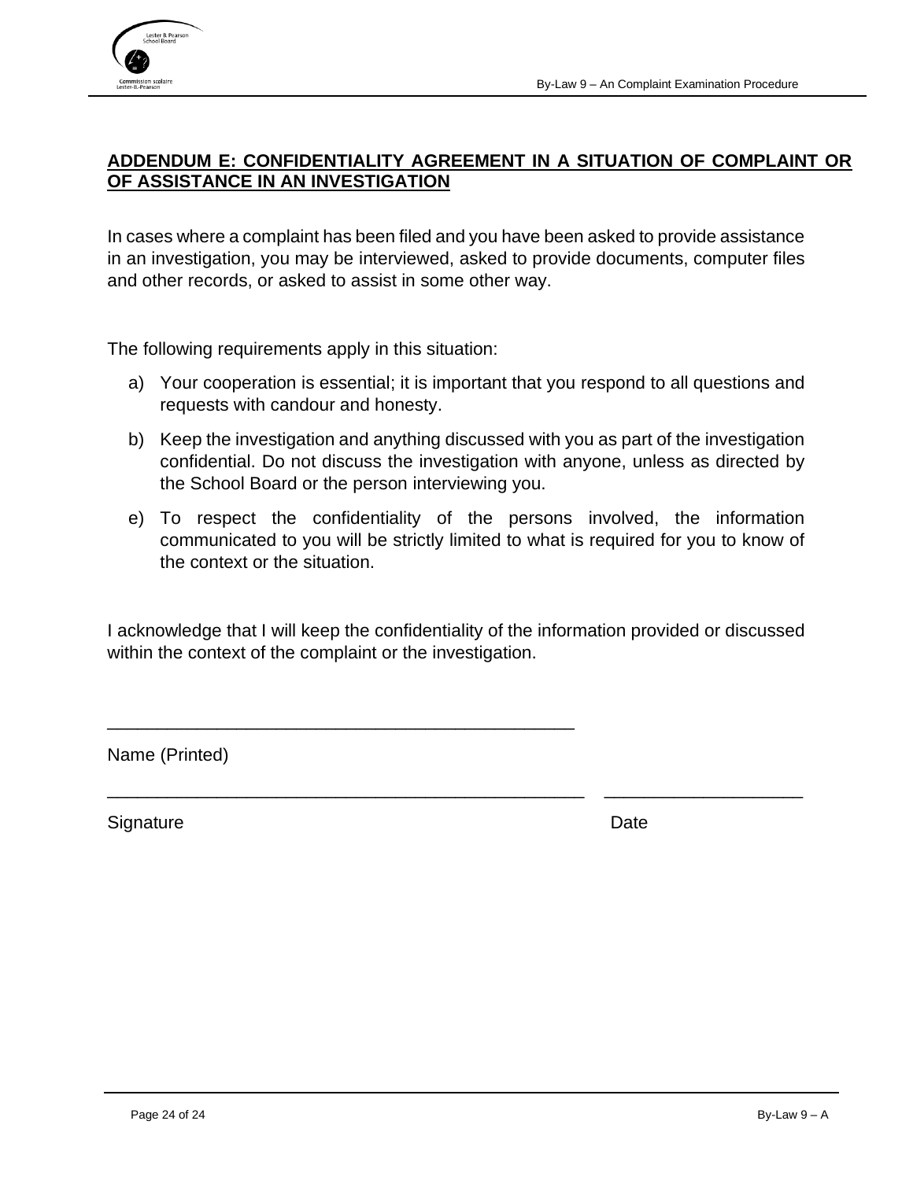## ADDENDUM E: CONFIDENTIALITY AGREEMENT IN A SITUATION OF COMPLAINT OR OF ASSISTANCE IN AN INVESTIGATION

In cases where a complaint has been filed and you have been asked to provide assistance in an investigation, you may be interviewed, asked to provide documents, computer files and other records, or asked to assist in some other way.

The following requirements apply in this situation:

a) Your cooperation is essential; it is important that you respond to all questions and requests with candour and honesty.

b) Keep the investigation and anything discussed with you as part of the investigation confidential. Do not discuss the investigation with anyone, unless as directed by the School Board or the person interviewing you.

e) To respect the confidentiality of the persons involved, the information communicated to you will be strictly limited to what is required for you to know of the context or the situation.

I acknowledge that I will keep the confidentiality of the information provided or discussed within the context of the complaint or the investigation.

_______________________________________________

Name (Printed)

_______________________________________________ ____________________

Signature Date